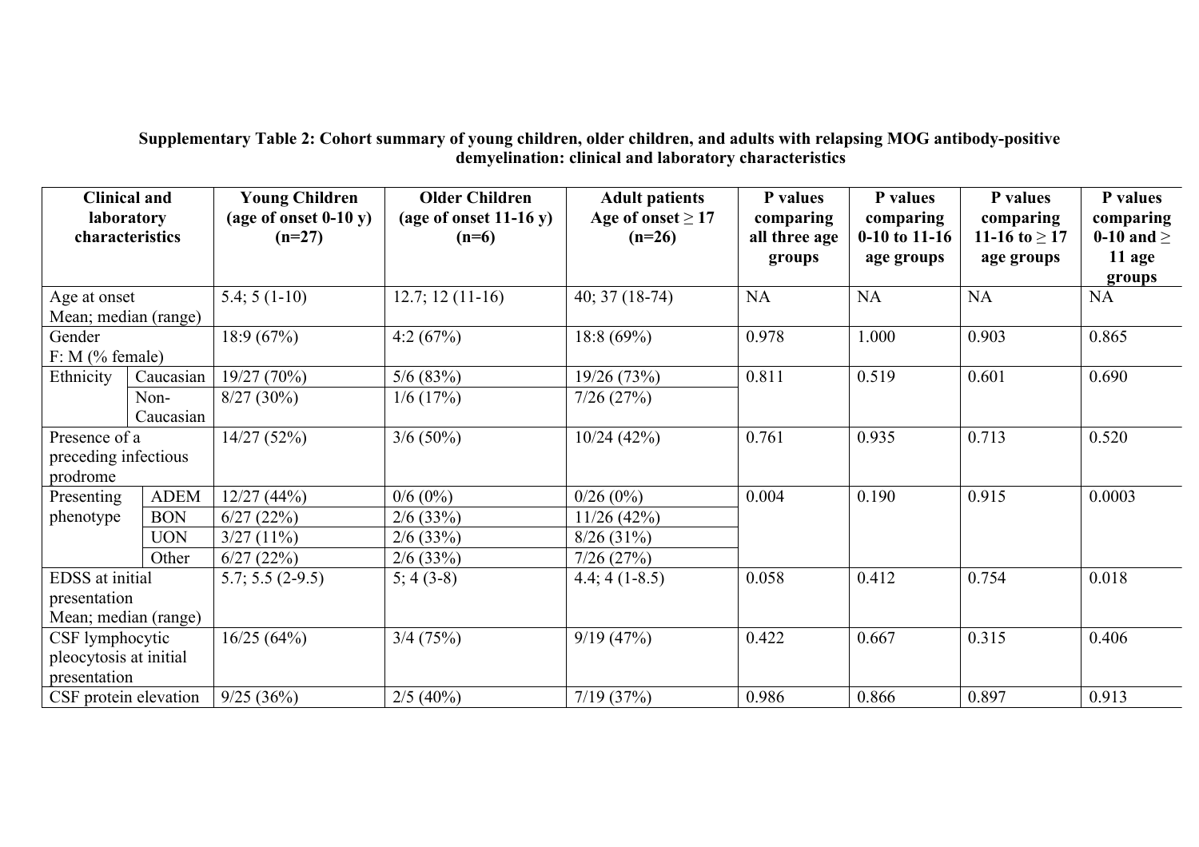**Supplementary Table 2: Cohort summary of young children, older children, and adults with relapsing MOG antibody-positive demyelination: clinical and laboratory characteristics**

| Clinical and laboratory characteristics | | Young Children (age of onset 0-10 y) (n=27) | Older Children (age of onset 11-16 y) (n=6) | Adult patients Age of onset ≥ 17 (n=26) | P values comparing all three age groups | P values comparing 0-10 to 11-16 age groups | P values comparing 11-16 to ≥ 17 age groups | P values comparing 0-10 and ≥ 11 age groups |
|---|---|---|---|---|---|---|---|---|
| Age at onset Mean; median (range) | | 5.4; 5 (1-10) | 12.7; 12 (11-16) | 40; 37 (18-74) | NA | NA | NA | NA |
| Gender F: M (% female) | | 18:9 (67%) | 4:2 (67%) | 18:8 (69%) | 0.978 | 1.000 | 0.903 | 0.865 |
| Ethnicity | Caucasian | 19/27 (70%) | 5/6 (83%) | 19/26 (73%) | 0.811 | 0.519 | 0.601 | 0.690 |
| | Non-Caucasian | 8/27 (30%) | 1/6 (17%) | 7/26 (27%) | | | | |
| Presence of a preceding infectious prodrome | | 14/27 (52%) | 3/6 (50%) | 10/24 (42%) | 0.761 | 0.935 | 0.713 | 0.520 |
| Presenting phenotype | ADEM | 12/27 (44%) | 0/6 (0%) | 0/26 (0%) | 0.004 | 0.190 | 0.915 | 0.0003 |
| | BON | 6/27 (22%) | 2/6 (33%) | 11/26 (42%) | | | | |
| | UON | 3/27 (11%) | 2/6 (33%) | 8/26 (31%) | | | | |
| | Other | 6/27 (22%) | 2/6 (33%) | 7/26 (27%) | | | | |
| EDSS at initial presentation Mean; median (range) | | 5.7; 5.5 (2-9.5) | 5; 4 (3-8) | 4.4; 4 (1-8.5) | 0.058 | 0.412 | 0.754 | 0.018 |
| CSF lymphocytic pleocytosis at initial presentation | | 16/25 (64%) | 3/4 (75%) | 9/19 (47%) | 0.422 | 0.667 | 0.315 | 0.406 |
| CSF protein elevation | | 9/25 (36%) | 2/5 (40%) | 7/19 (37%) | 0.986 | 0.866 | 0.897 | 0.913 |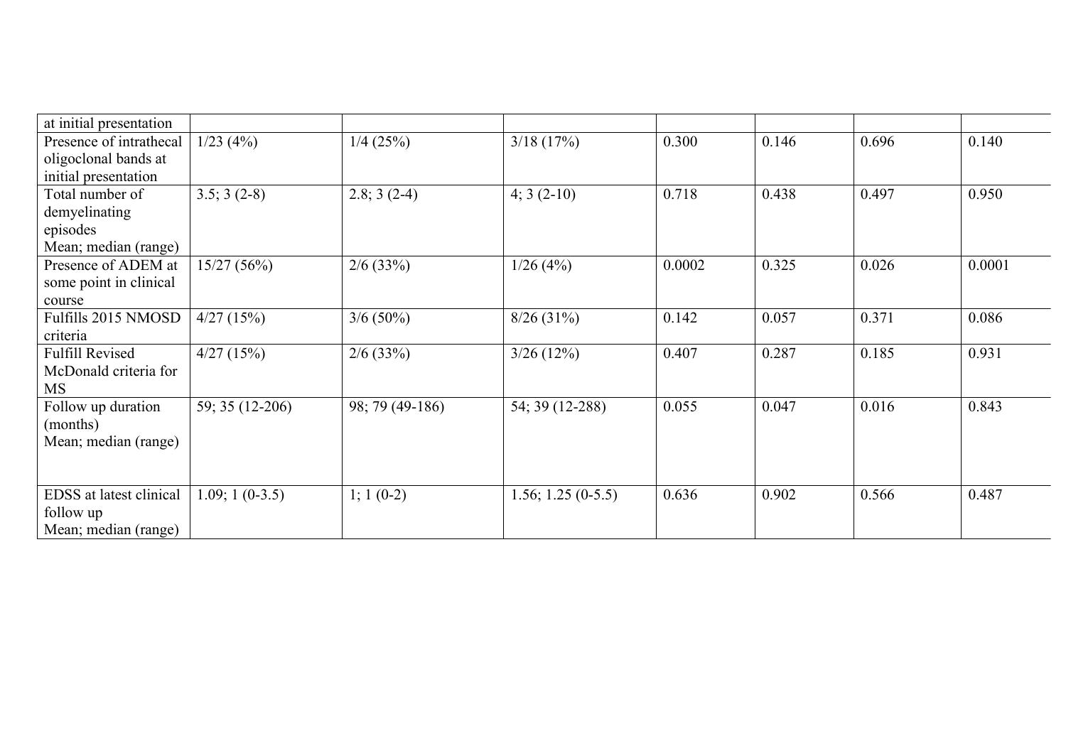| | | | | | | | |
|---|---|---|---|---|---|---|---|
| at initial presentation | | | | | | | |
| Presence of intrathecal oligoclonal bands at initial presentation | 1/23 (4%) | 1/4 (25%) | 3/18 (17%) | 0.300 | 0.146 | 0.696 | 0.140 |
| Total number of demyelinating episodes Mean; median (range) | 3.5; 3 (2-8) | 2.8; 3 (2-4) | 4; 3 (2-10) | 0.718 | 0.438 | 0.497 | 0.950 |
| Presence of ADEM at some point in clinical course | 15/27 (56%) | 2/6 (33%) | 1/26 (4%) | 0.0002 | 0.325 | 0.026 | 0.0001 |
| Fulfills 2015 NMOSD criteria | 4/27 (15%) | 3/6 (50%) | 8/26 (31%) | 0.142 | 0.057 | 0.371 | 0.086 |
| Fulfill Revised McDonald criteria for MS | 4/27 (15%) | 2/6 (33%) | 3/26 (12%) | 0.407 | 0.287 | 0.185 | 0.931 |
| Follow up duration (months) Mean; median (range) | 59; 35 (12-206) | 98; 79 (49-186) | 54; 39 (12-288) | 0.055 | 0.047 | 0.016 | 0.843 |
| EDSS at latest clinical follow up Mean; median (range) | 1.09; 1 (0-3.5) | 1; 1 (0-2) | 1.56; 1.25 (0-5.5) | 0.636 | 0.902 | 0.566 | 0.487 |